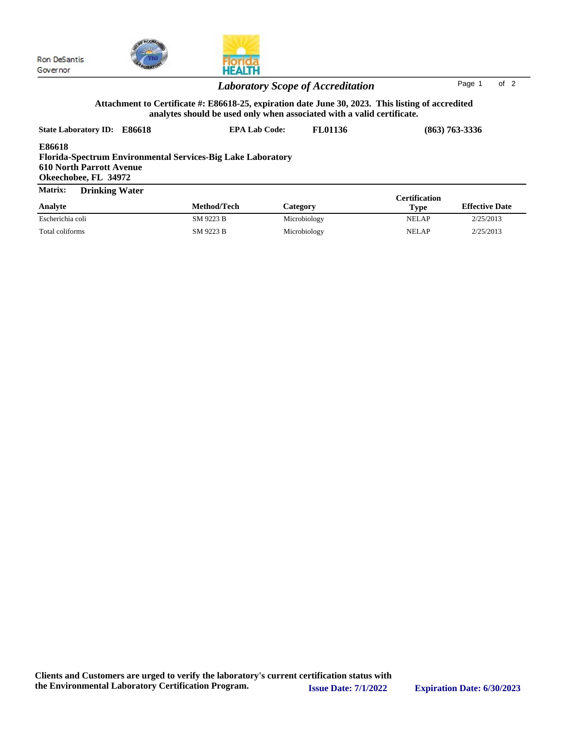Ron DeSantis
Governor

# *Laboratory Scope of Accreditation*

**Attachment to Certificate #: E86618-25, expiration date June 30, 2023. This listing of accredited analytes should be used only when associated with a valid certificate.**

**State Laboratory ID: E86618** **EPA Lab Code: FL01136** **(863) 763-3336**

**E86618**
**Florida-Spectrum Environmental Services-Big Lake Laboratory**
**610 North Parrott Avenue**
**Okeechobee, FL 34972**

**Matrix: Drinking Water**

| Analyte | Method/Tech | Category | Certification Type | Effective Date |
|---|---|---|---|---|
| Escherichia coli | SM 9223 B | Microbiology | NELAP | 2/25/2013 |
| Total coliforms | SM 9223 B | Microbiology | NELAP | 2/25/2013 |

**Clients and Customers are urged to verify the laboratory's current certification status with the Environmental Laboratory Certification Program.** **Issue Date: 7/1/2022** **Expiration Date: 6/30/2023**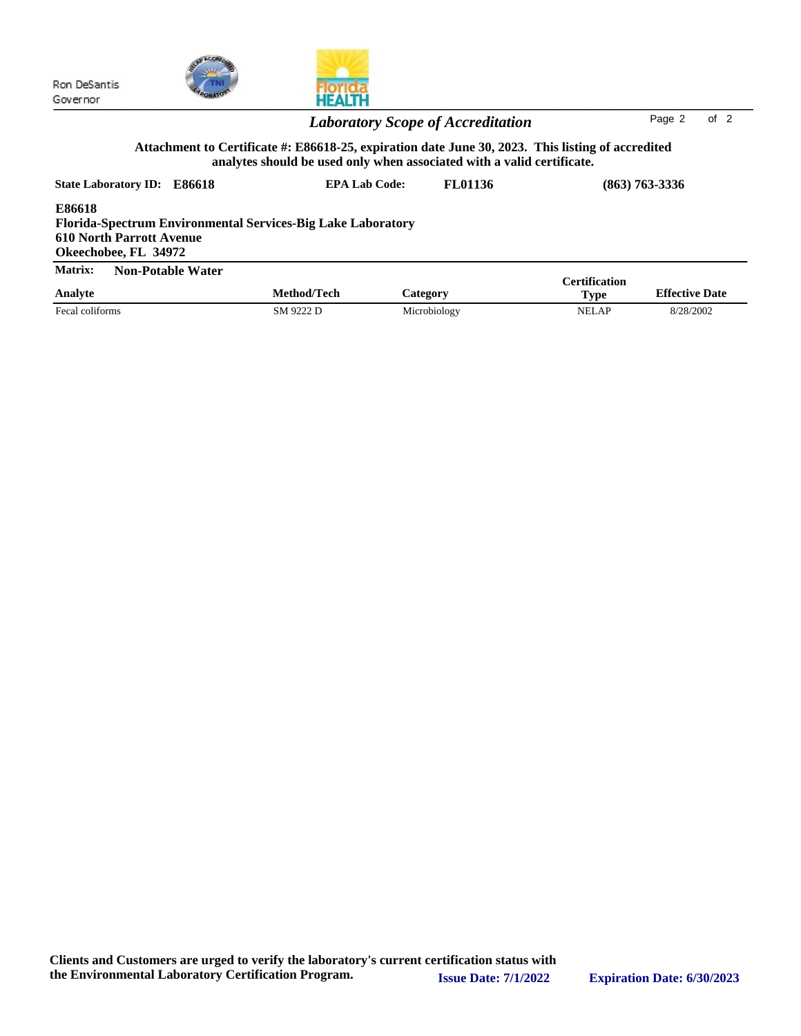Ron DeSantis
Governor

## *Laboratory Scope of Accreditation*

**Attachment to Certificate #: E86618-25, expiration date June 30, 2023. This listing of accredited analytes should be used only when associated with a valid certificate.**

**State Laboratory ID: E86618** | **EPA Lab Code: FL01136** | **(863) 763-3336**

**E86618**
**Florida-Spectrum Environmental Services-Big Lake Laboratory**
**610 North Parrott Avenue**
**Okeechobee, FL 34972**

**Matrix: Non-Potable Water**

| Analyte | Method/Tech | Category | Certification Type | Effective Date |
|---|---|---|---|---|
| Fecal coliforms | SM 9222 D | Microbiology | NELAP | 8/28/2002 |

**Clients and Customers are urged to verify the laboratory's current certification status with the Environmental Laboratory Certification Program.**

**Issue Date: 7/1/2022** **Expiration Date: 6/30/2023**